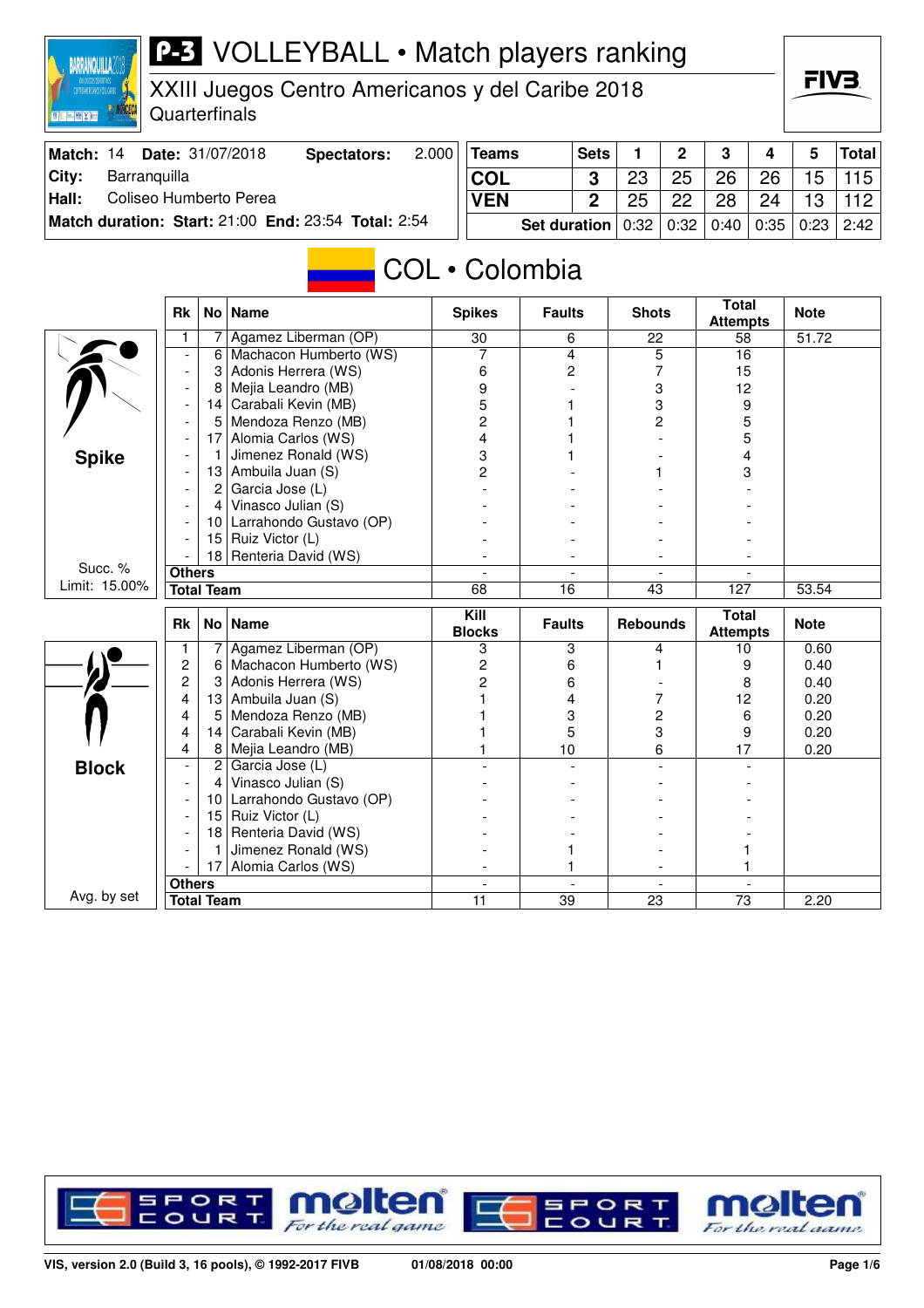# P-3 VOLLEYBALL • Match players ranking

## XXIII Juegos Centro Americanos y del Caribe 2018

Quarterfinals

| Match: 14 | Date: 31/07/2018 | Spectators: | 2.000 |
|---|---|---|---|
| City: | Barranquilla | | |
| Hall: | Coliseo Humberto Perea | | |
| Match duration: | Start: 21:00 | End: 23:54 | Total: 2:54 |

| Teams | Sets | 1 | 2 | 3 | 4 | 5 | Total |
|---|---|---|---|---|---|---|---|
| COL | 3 | 23 | 25 | 26 | 26 | 15 | 115 |
| VEN | 2 | 25 | 22 | 28 | 24 | 13 | 112 |
| Set duration | | 0:32 | 0:32 | 0:40 | 0:35 | 0:23 | 2:42 |

## COL • Colombia

### Spike

Succ. % Limit: 15.00%

| Rk | No | Name | Spikes | Faults | Shots | Total Attempts | Note |
|---|---|---|---|---|---|---|---|
| 1 | 7 | Agamez Liberman (OP) | 30 | 6 | 22 | 58 | 51.72 |
| - | 6 | Machacon Humberto (WS) | 7 | 4 | 5 | 16 | |
| - | 3 | Adonis Herrera (WS) | 6 | 2 | 7 | 15 | |
| - | 8 | Mejia Leandro (MB) | 9 | - | 3 | 12 | |
| - | 14 | Carabali Kevin (MB) | 5 | 1 | 3 | 9 | |
| - | 5 | Mendoza Renzo (MB) | 2 | 1 | 2 | 5 | |
| - | 17 | Alomia Carlos (WS) | 4 | 1 | - | 5 | |
| - | 1 | Jimenez Ronald (WS) | 3 | 1 | - | 4 | |
| - | 13 | Ambuila Juan (S) | 2 | - | 1 | 3 | |
| - | 2 | Garcia Jose (L) | - | - | - | - | |
| - | 4 | Vinasco Julian (S) | - | - | - | - | |
| - | 10 | Larrahondo Gustavo (OP) | - | - | - | - | |
| - | 15 | Ruiz Victor (L) | - | - | - | - | |
| - | 18 | Renteria David (WS) | - | - | - | - | |
| Others | | | - | - | - | - | |
| Total Team | | | 68 | 16 | 43 | 127 | 53.54 |

### Block

Avg. by set

| Rk | No | Name | Kill Blocks | Faults | Rebounds | Total Attempts | Note |
|---|---|---|---|---|---|---|---|
| 1 | 7 | Agamez Liberman (OP) | 3 | 3 | 4 | 10 | 0.60 |
| 2 | 6 | Machacon Humberto (WS) | 2 | 6 | 1 | 9 | 0.40 |
| 2 | 3 | Adonis Herrera (WS) | 2 | 6 | - | 8 | 0.40 |
| 4 | 13 | Ambuila Juan (S) | 1 | 4 | 7 | 12 | 0.20 |
| 4 | 5 | Mendoza Renzo (MB) | 1 | 3 | 2 | 6 | 0.20 |
| 4 | 14 | Carabali Kevin (MB) | 1 | 5 | 3 | 9 | 0.20 |
| 4 | 8 | Mejia Leandro (MB) | 1 | 10 | 6 | 17 | 0.20 |
| - | 2 | Garcia Jose (L) | - | - | - | - | |
| - | 4 | Vinasco Julian (S) | - | - | - | - | |
| - | 10 | Larrahondo Gustavo (OP) | - | - | - | - | |
| - | 15 | Ruiz Victor (L) | - | - | - | - | |
| - | 18 | Renteria David (WS) | - | - | - | - | |
| - | 1 | Jimenez Ronald (WS) | - | 1 | - | 1 | |
| - | 17 | Alomia Carlos (WS) | - | 1 | - | 1 | |
| Others | | | - | - | - | - | |
| Total Team | | | 11 | 39 | 23 | 73 | 2.20 |

VIS, version 2.0 (Build 3, 16 pools), © 1992-2017 FIVB 01/08/2018 00:00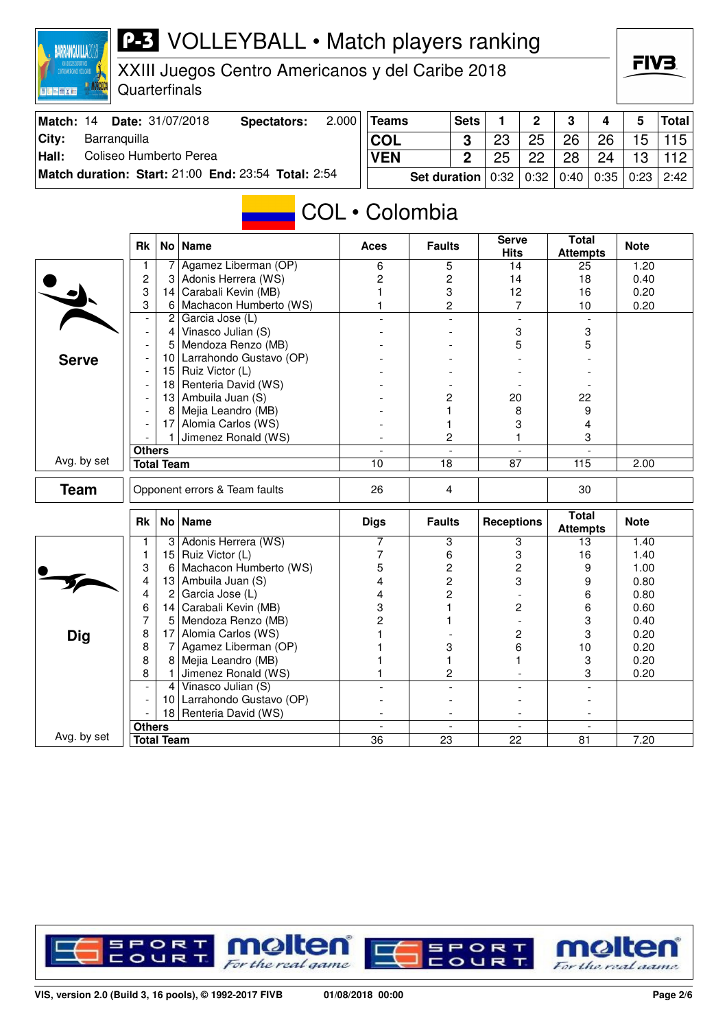# P-3 VOLLEYBALL • Match players ranking

## XXIII Juegos Centro Americanos y del Caribe 2018

Quarterfinals

| Match: 14 | Date: 31/07/2018 | Spectators: | 2.000 |
|---|---|---|---|
| City: | Barranquilla | | |
| Hall: | Coliseo Humberto Perea | | |
| Match duration: | Start: 21:00 | End: 23:54 | Total: 2:54 |

| Teams | Sets | 1 | 2 | 3 | 4 | 5 | Total |
|---|---|---|---|---|---|---|---|
| COL | 3 | 23 | 25 | 26 | 26 | 15 | 115 |
| VEN | 2 | 25 | 22 | 28 | 24 | 13 | 112 |
| Set duration | | 0:32 | 0:32 | 0:40 | 0:35 | 0:23 | 2:42 |

## COL • Colombia

### Serve

| Rk | No | Name | Aces | Faults | Serve Hits | Total Attempts | Note |
|---|---|---|---|---|---|---|---|
| 1 | 7 | Agamez Liberman (OP) | 6 | 5 | 14 | 25 | 1.20 |
| 2 | 3 | Adonis Herrera (WS) | 2 | 2 | 14 | 18 | 0.40 |
| 3 | 14 | Carabali Kevin (MB) | 1 | 3 | 12 | 16 | 0.20 |
| 3 | 6 | Machacon Humberto (WS) | 1 | 2 | 7 | 10 | 0.20 |
| - | 2 | Garcia Jose (L) | - | - | - | - | |
| - | 4 | Vinasco Julian (S) | - | - | 3 | 3 | |
| - | 5 | Mendoza Renzo (MB) | - | - | 5 | 5 | |
| - | 10 | Larrahondo Gustavo (OP) | - | - | - | - | |
| - | 15 | Ruiz Victor (L) | - | - | - | - | |
| - | 18 | Renteria David (WS) | - | - | - | - | |
| - | 13 | Ambuila Juan (S) | - | 2 | 20 | 22 | |
| - | 8 | Mejia Leandro (MB) | - | 1 | 8 | 9 | |
| - | 17 | Alomia Carlos (WS) | - | 1 | 3 | 4 | |
| - | 1 | Jimenez Ronald (WS) | - | 2 | 1 | 3 | |
| Others | | | - | - | - | - | |
| Total Team | | | 10 | 18 | 87 | 115 | 2.00 |

Avg. by set

### Team

| | Aces | Faults | Serve Hits | Total Attempts | Note |
|---|---|---|---|---|---|
| Opponent errors & Team faults | 26 | 4 | | 30 | |

### Dig

| Rk | No | Name | Digs | Faults | Receptions | Total Attempts | Note |
|---|---|---|---|---|---|---|---|
| 1 | 3 | Adonis Herrera (WS) | 7 | 3 | 3 | 13 | 1.40 |
| 1 | 15 | Ruiz Victor (L) | 7 | 6 | 3 | 16 | 1.40 |
| 3 | 6 | Machacon Humberto (WS) | 5 | 2 | 2 | 9 | 1.00 |
| 4 | 13 | Ambuila Juan (S) | 4 | 2 | 3 | 9 | 0.80 |
| 4 | 2 | Garcia Jose (L) | 4 | 2 | - | 6 | 0.80 |
| 6 | 14 | Carabali Kevin (MB) | 3 | 1 | 2 | 6 | 0.60 |
| 7 | 5 | Mendoza Renzo (MB) | 2 | 1 | - | 3 | 0.40 |
| 8 | 17 | Alomia Carlos (WS) | 1 | - | 2 | 3 | 0.20 |
| 8 | 7 | Agamez Liberman (OP) | 1 | 3 | 6 | 10 | 0.20 |
| 8 | 8 | Mejia Leandro (MB) | 1 | 1 | 1 | 3 | 0.20 |
| 8 | 1 | Jimenez Ronald (WS) | 1 | 2 | - | 3 | 0.20 |
| - | 4 | Vinasco Julian (S) | - | - | - | - | |
| - | 10 | Larrahondo Gustavo (OP) | - | - | - | - | |
| - | 18 | Renteria David (WS) | - | - | - | - | |
| Others | | | - | - | - | - | |
| Total Team | | | 36 | 23 | 22 | 81 | 7.20 |

Avg. by set

VIS, version 2.0 (Build 3, 16 pools), © 1992-2017 FIVB 01/08/2018 00:00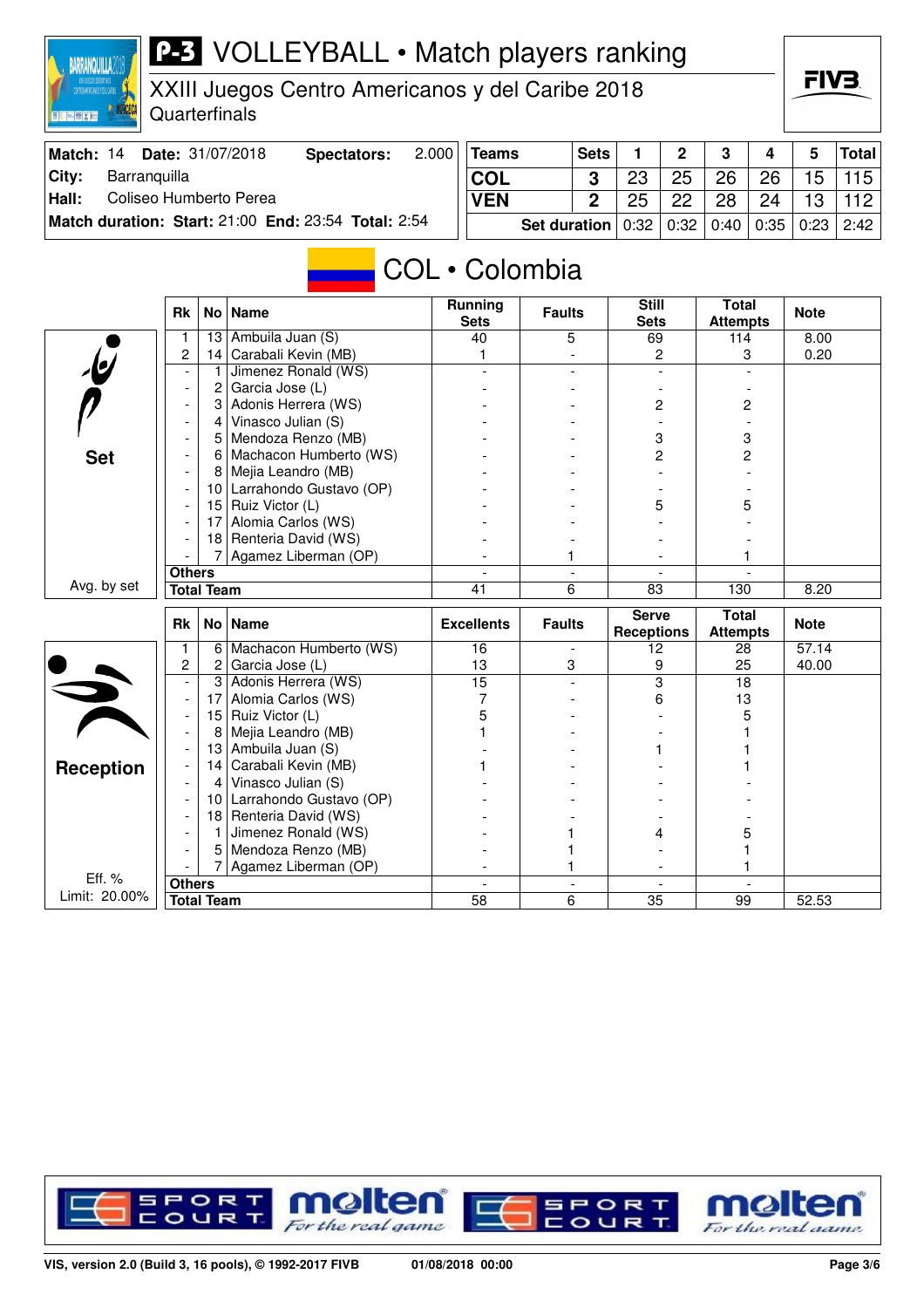# P-3 VOLLEYBALL • Match players ranking

XXIII Juegos Centro Americanos y del Caribe 2018
Quarterfinals

| Match: 14 | Date: 31/07/2018 | Spectators: | 2.000 |
|---|---|---|---|
| City: | Barranquilla | | |
| Hall: | Coliseo Humberto Perea | | |
| Match duration: | Start: 21:00 | End: 23:54 | Total: 2:54 |

| Teams | Sets | 1 | 2 | 3 | 4 | 5 | Total |
|---|---|---|---|---|---|---|---|
| COL | 3 | 23 | 25 | 26 | 26 | 15 | 115 |
| VEN | 2 | 25 | 22 | 28 | 24 | 13 | 112 |
| Set duration | | 0:32 | 0:32 | 0:40 | 0:35 | 0:23 | 2:42 |

## COL • Colombia

### Set

| Rk | No | Name | Running Sets | Faults | Still Sets | Total Attempts | Note |
|---|---|---|---|---|---|---|---|
| 1 | 13 | Ambuila Juan (S) | 40 | 5 | 69 | 114 | 8.00 |
| 2 | 14 | Carabali Kevin (MB) | 1 | - | 2 | 3 | 0.20 |
| - | 1 | Jimenez Ronald (WS) | - | - | - | - | |
| - | 2 | Garcia Jose (L) | - | - | - | - | |
| - | 3 | Adonis Herrera (WS) | - | - | 2 | 2 | |
| - | 4 | Vinasco Julian (S) | - | - | - | - | |
| - | 5 | Mendoza Renzo (MB) | - | - | 3 | 3 | |
| - | 6 | Machacon Humberto (WS) | - | - | 2 | 2 | |
| - | 8 | Mejia Leandro (MB) | - | - | - | - | |
| - | 10 | Larrahondo Gustavo (OP) | - | - | - | - | |
| - | 15 | Ruiz Victor (L) | - | - | 5 | 5 | |
| - | 17 | Alomia Carlos (WS) | - | - | - | - | |
| - | 18 | Renteria David (WS) | - | - | - | - | |
| - | 7 | Agamez Liberman (OP) | - | 1 | - | 1 | |
| Others | | | - | - | - | - | |
| Total Team | | | 41 | 6 | 83 | 130 | 8.20 |

Avg. by set

### Reception

| Rk | No | Name | Excellents | Faults | Serve Receptions | Total Attempts | Note |
|---|---|---|---|---|---|---|---|
| 1 | 6 | Machacon Humberto (WS) | 16 | - | 12 | 28 | 57.14 |
| 2 | 2 | Garcia Jose (L) | 13 | 3 | 9 | 25 | 40.00 |
| - | 3 | Adonis Herrera (WS) | 15 | - | 3 | 18 | |
| - | 17 | Alomia Carlos (WS) | 7 | - | 6 | 13 | |
| - | 15 | Ruiz Victor (L) | 5 | - | - | 5 | |
| - | 8 | Mejia Leandro (MB) | 1 | - | - | 1 | |
| - | 13 | Ambuila Juan (S) | - | - | 1 | 1 | |
| - | 14 | Carabali Kevin (MB) | 1 | - | - | 1 | |
| - | 4 | Vinasco Julian (S) | - | - | - | - | |
| - | 10 | Larrahondo Gustavo (OP) | - | - | - | - | |
| - | 18 | Renteria David (WS) | - | - | - | - | |
| - | 1 | Jimenez Ronald (WS) | - | 1 | 4 | 5 | |
| - | 5 | Mendoza Renzo (MB) | - | 1 | - | 1 | |
| - | 7 | Agamez Liberman (OP) | - | 1 | - | 1 | |
| Others | | | - | - | - | - | |
| Total Team | | | 58 | 6 | 35 | 99 | 52.53 |

Eff. %
Limit: 20.00%

VIS, version 2.0 (Build 3, 16 pools), © 1992-2017 FIVB — 01/08/2018 00:00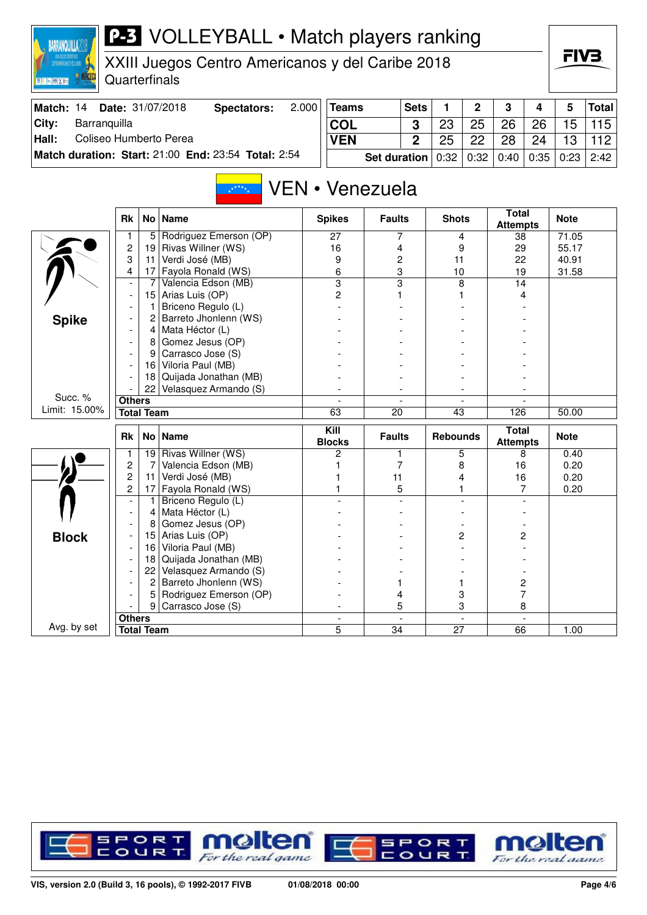# P-3 VOLLEYBALL • Match players ranking

XXIII Juegos Centro Americanos y del Caribe 2018
Quarterfinals

| Match: 14 | Date: 31/07/2018 | Spectators: 2.000 |
|---|---|---|
| City: | Barranquilla | |
| Hall: | Coliseo Humberto Perea | |
| Match duration: | Start: 21:00 End: 23:54 | Total: 2:54 |

| Teams | Sets | 1 | 2 | 3 | 4 | 5 | Total |
|---|---|---|---|---|---|---|---|
| COL | 3 | 23 | 25 | 26 | 26 | 15 | 115 |
| VEN | 2 | 25 | 22 | 28 | 24 | 13 | 112 |
| Set duration | | 0:32 | 0:32 | 0:40 | 0:35 | 0:23 | 2:42 |

## VEN • Venezuela

### Spike

Succ. % Limit: 15.00%

| Rk | No | Name | Spikes | Faults | Shots | Total Attempts | Note |
|---|---|---|---|---|---|---|---|
| 1 | 5 | Rodriguez Emerson (OP) | 27 | 7 | 4 | 38 | 71.05 |
| 2 | 19 | Rivas Willner (WS) | 16 | 4 | 9 | 29 | 55.17 |
| 3 | 11 | Verdi José (MB) | 9 | 2 | 11 | 22 | 40.91 |
| 4 | 17 | Fayola Ronald (WS) | 6 | 3 | 10 | 19 | 31.58 |
| - | 7 | Valencia Edson (MB) | 3 | 3 | 8 | 14 | |
| - | 15 | Arias Luis (OP) | 2 | 1 | 1 | 4 | |
| - | 1 | Briceno Regulo (L) | - | - | - | - | |
| - | 2 | Barreto Jhonlenn (WS) | - | - | - | - | |
| - | 4 | Mata Héctor (L) | - | - | - | - | |
| - | 8 | Gomez Jesus (OP) | - | - | - | - | |
| - | 9 | Carrasco Jose (S) | - | - | - | - | |
| - | 16 | Viloria Paul (MB) | - | - | - | - | |
| - | 18 | Quijada Jonathan (MB) | - | - | - | - | |
| - | 22 | Velasquez Armando (S) | - | - | - | - | |
| Others | | | - | - | - | - | |
| Total Team | | | 63 | 20 | 43 | 126 | 50.00 |

### Block

Avg. by set

| Rk | No | Name | Kill Blocks | Faults | Rebounds | Total Attempts | Note |
|---|---|---|---|---|---|---|---|
| 1 | 19 | Rivas Willner (WS) | 2 | 1 | 5 | 8 | 0.40 |
| 2 | 7 | Valencia Edson (MB) | 1 | 7 | 8 | 16 | 0.20 |
| 2 | 11 | Verdi José (MB) | 1 | 11 | 4 | 16 | 0.20 |
| 2 | 17 | Fayola Ronald (WS) | 1 | 5 | 1 | 7 | 0.20 |
| - | 1 | Briceno Regulo (L) | - | - | - | - | |
| - | 4 | Mata Héctor (L) | - | - | - | - | |
| - | 8 | Gomez Jesus (OP) | - | - | - | - | |
| - | 15 | Arias Luis (OP) | - | - | 2 | 2 | |
| - | 16 | Viloria Paul (MB) | - | - | - | - | |
| - | 18 | Quijada Jonathan (MB) | - | - | - | - | |
| - | 22 | Velasquez Armando (S) | - | - | - | - | |
| - | 2 | Barreto Jhonlenn (WS) | - | 1 | 1 | 2 | |
| - | 5 | Rodriguez Emerson (OP) | - | 4 | 3 | 7 | |
| - | 9 | Carrasco Jose (S) | - | 5 | 3 | 8 | |
| Others | | | - | - | - | - | |
| Total Team | | | 5 | 34 | 27 | 66 | 1.00 |

VIS, version 2.0 (Build 3, 16 pools), © 1992-2017 FIVB 01/08/2018 00:00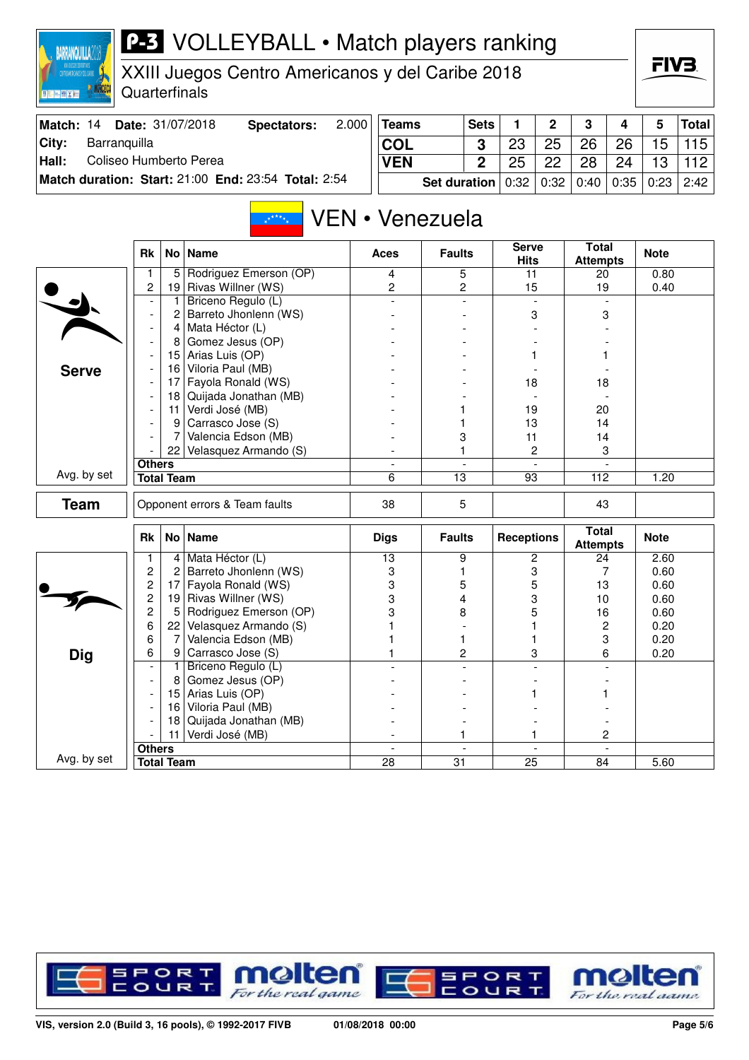# P-3 VOLLEYBALL • Match players ranking

## XXIII Juegos Centro Americanos y del Caribe 2018

Quarterfinals

| Match: 14 | Date: 31/07/2018 | Spectators: | 2.000 |
|---|---|---|---|
| City: | Barranquilla | | |
| Hall: | Coliseo Humberto Perea | | |
| Match duration: | Start: 21:00 | End: 23:54 | Total: 2:54 |

| Teams | Sets | 1 | 2 | 3 | 4 | 5 | Total |
|---|---|---|---|---|---|---|---|
| COL | 3 | 23 | 25 | 26 | 26 | 15 | 115 |
| VEN | 2 | 25 | 22 | 28 | 24 | 13 | 112 |
| Set duration | | 0:32 | 0:32 | 0:40 | 0:35 | 0:23 | 2:42 |

## VEN • Venezuela

### Serve

| Rk | No | Name | Aces | Faults | Serve Hits | Total Attempts | Note |
|---|---|---|---|---|---|---|---|
| 1 | 5 | Rodriguez Emerson (OP) | 4 | 5 | 11 | 20 | 0.80 |
| 2 | 19 | Rivas Willner (WS) | 2 | 2 | 15 | 19 | 0.40 |
| - | 1 | Briceno Regulo (L) | - | - | - | - | |
| - | 2 | Barreto Jhonlenn (WS) | - | - | 3 | 3 | |
| - | 4 | Mata Héctor (L) | - | - | - | - | |
| - | 8 | Gomez Jesus (OP) | - | - | - | - | |
| - | 15 | Arias Luis (OP) | - | - | 1 | 1 | |
| - | 16 | Viloria Paul (MB) | - | - | - | - | |
| - | 17 | Fayola Ronald (WS) | - | - | 18 | 18 | |
| - | 18 | Quijada Jonathan (MB) | - | - | - | - | |
| - | 11 | Verdi José (MB) | - | 1 | 19 | 20 | |
| - | 9 | Carrasco Jose (S) | - | 1 | 13 | 14 | |
| - | 7 | Valencia Edson (MB) | - | 3 | 11 | 14 | |
| - | 22 | Velasquez Armando (S) | - | 1 | 2 | 3 | |
| Others | | | - | - | - | - | |
| Total Team | | | 6 | 13 | 93 | 112 | 1.20 |

Avg. by set

### Team

| | Aces | Faults | | Total Attempts | |
|---|---|---|---|---|---|
| Opponent errors & Team faults | 38 | 5 | | 43 | |

### Dig

| Rk | No | Name | Digs | Faults | Receptions | Total Attempts | Note |
|---|---|---|---|---|---|---|---|
| 1 | 4 | Mata Héctor (L) | 13 | 9 | 2 | 24 | 2.60 |
| 2 | 2 | Barreto Jhonlenn (WS) | 3 | 1 | 3 | 7 | 0.60 |
| 2 | 17 | Fayola Ronald (WS) | 3 | 5 | 5 | 13 | 0.60 |
| 2 | 19 | Rivas Willner (WS) | 3 | 4 | 3 | 10 | 0.60 |
| 2 | 5 | Rodriguez Emerson (OP) | 3 | 8 | 5 | 16 | 0.60 |
| 6 | 22 | Velasquez Armando (S) | 1 | - | 1 | 2 | 0.20 |
| 6 | 7 | Valencia Edson (MB) | 1 | 1 | 1 | 3 | 0.20 |
| 6 | 9 | Carrasco Jose (S) | 1 | 2 | 3 | 6 | 0.20 |
| - | 1 | Briceno Regulo (L) | - | - | - | - | |
| - | 8 | Gomez Jesus (OP) | - | - | - | - | |
| - | 15 | Arias Luis (OP) | - | - | 1 | 1 | |
| - | 16 | Viloria Paul (MB) | - | - | - | - | |
| - | 18 | Quijada Jonathan (MB) | - | - | - | - | |
| - | 11 | Verdi José (MB) | - | 1 | 1 | 2 | |
| Others | | | - | - | - | - | |
| Total Team | | | 28 | 31 | 25 | 84 | 5.60 |

Avg. by set

VIS, version 2.0 (Build 3, 16 pools), © 1992-2017 FIVB 01/08/2018 00:00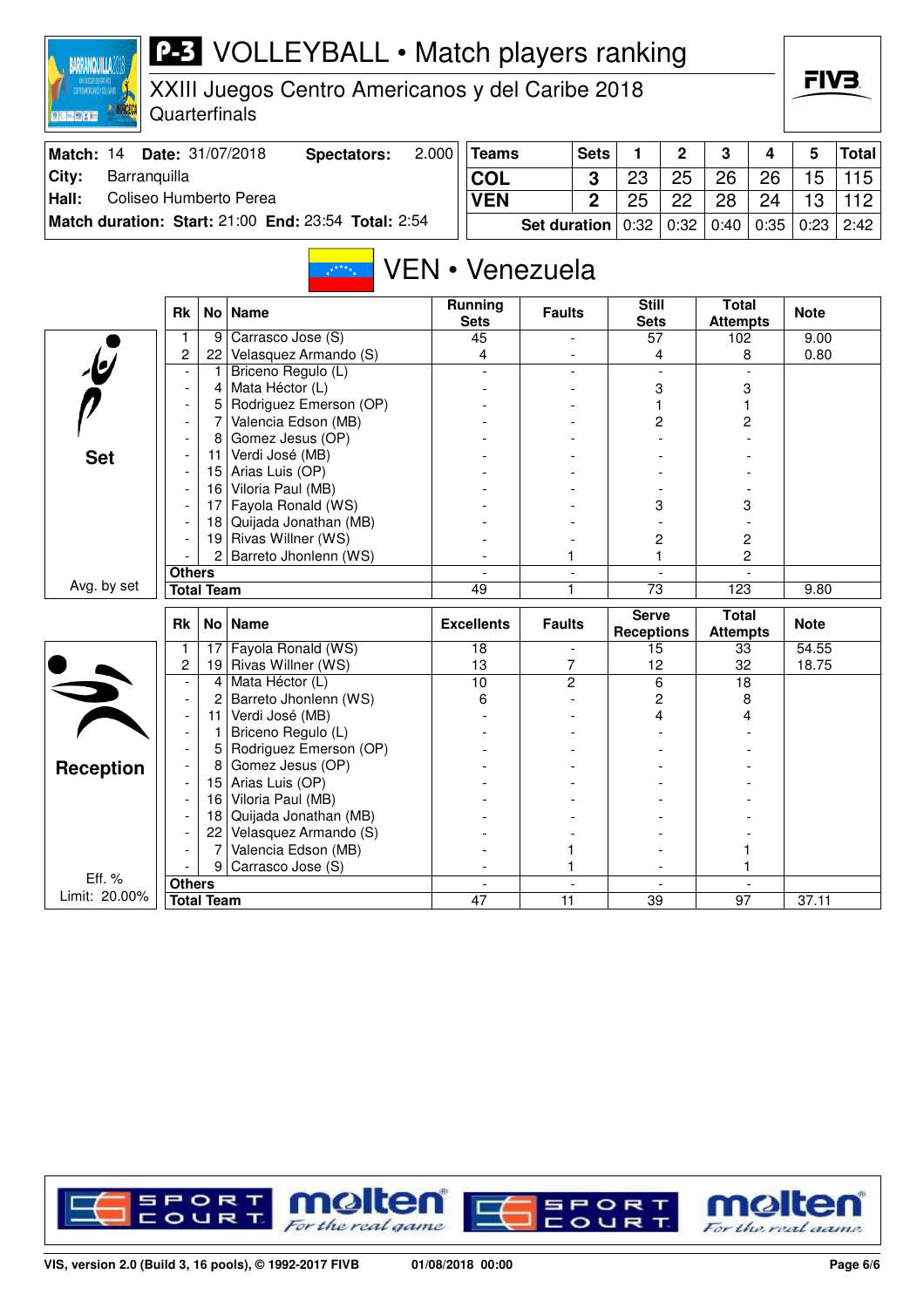# P-3 VOLLEYBALL • Match players ranking

XXIII Juegos Centro Americanos y del Caribe 2018
Quarterfinals

| | | | |
|---|---|---|---|
| **Match:** 14 | **Date:** 31/07/2018 | **Spectators:** | 2.000 |
| **City:** | Barranquilla | | |
| **Hall:** | Coliseo Humberto Perea | | |
| **Match duration:** | **Start:** 21:00 | **End:** 23:54 | **Total:** 2:54 |

| Teams | Sets | 1 | 2 | 3 | 4 | 5 | Total |
|---|---|---|---|---|---|---|---|
| COL | 3 | 23 | 25 | 26 | 26 | 15 | 115 |
| VEN | 2 | 25 | 22 | 28 | 24 | 13 | 112 |
| Set duration | | 0:32 | 0:32 | 0:40 | 0:35 | 0:23 | 2:42 |

## VEN • Venezuela

### Set

| Rk | No | Name | Running Sets | Faults | Still Sets | Total Attempts | Note |
|---|---|---|---|---|---|---|---|
| 1 | 9 | Carrasco Jose (S) | 45 | - | 57 | 102 | 9.00 |
| 2 | 22 | Velasquez Armando (S) | 4 | - | 4 | 8 | 0.80 |
| - | 1 | Briceno Regulo (L) | - | - | - | - | |
| - | 4 | Mata Héctor (L) | - | - | 3 | 3 | |
| - | 5 | Rodriguez Emerson (OP) | - | - | 1 | 1 | |
| - | 7 | Valencia Edson (MB) | - | - | 2 | 2 | |
| - | 8 | Gomez Jesus (OP) | - | - | - | - | |
| - | 11 | Verdi José (MB) | - | - | - | - | |
| - | 15 | Arias Luis (OP) | - | - | - | - | |
| - | 16 | Viloria Paul (MB) | - | - | - | - | |
| - | 17 | Fayola Ronald (WS) | - | - | 3 | 3 | |
| - | 18 | Quijada Jonathan (MB) | - | - | - | - | |
| - | 19 | Rivas Willner (WS) | - | - | 2 | 2 | |
| - | 2 | Barreto Jhonlenn (WS) | - | 1 | 1 | 2 | |
| Others | | | - | - | - | - | |
| Total Team | | | 49 | 1 | 73 | 123 | 9.80 |

Avg. by set

### Reception

| Rk | No | Name | Excellents | Faults | Serve Receptions | Total Attempts | Note |
|---|---|---|---|---|---|---|---|
| 1 | 17 | Fayola Ronald (WS) | 18 | - | 15 | 33 | 54.55 |
| 2 | 19 | Rivas Willner (WS) | 13 | 7 | 12 | 32 | 18.75 |
| - | 4 | Mata Héctor (L) | 10 | 2 | 6 | 18 | |
| - | 2 | Barreto Jhonlenn (WS) | 6 | - | 2 | 8 | |
| - | 11 | Verdi José (MB) | - | - | 4 | 4 | |
| - | 1 | Briceno Regulo (L) | - | - | - | - | |
| - | 5 | Rodriguez Emerson (OP) | - | - | - | - | |
| - | 8 | Gomez Jesus (OP) | - | - | - | - | |
| - | 15 | Arias Luis (OP) | - | - | - | - | |
| - | 16 | Viloria Paul (MB) | - | - | - | - | |
| - | 18 | Quijada Jonathan (MB) | - | - | - | - | |
| - | 22 | Velasquez Armando (S) | - | - | - | - | |
| - | 7 | Valencia Edson (MB) | - | 1 | - | 1 | |
| - | 9 | Carrasco Jose (S) | - | 1 | - | 1 | |
| Others | | | - | - | - | - | |
| Total Team | | | 47 | 11 | 39 | 97 | 37.11 |

Eff. %
Limit: 20.00%

VIS, version 2.0 (Build 3, 16 pools), © 1992-2017 FIVB 01/08/2018 00:00